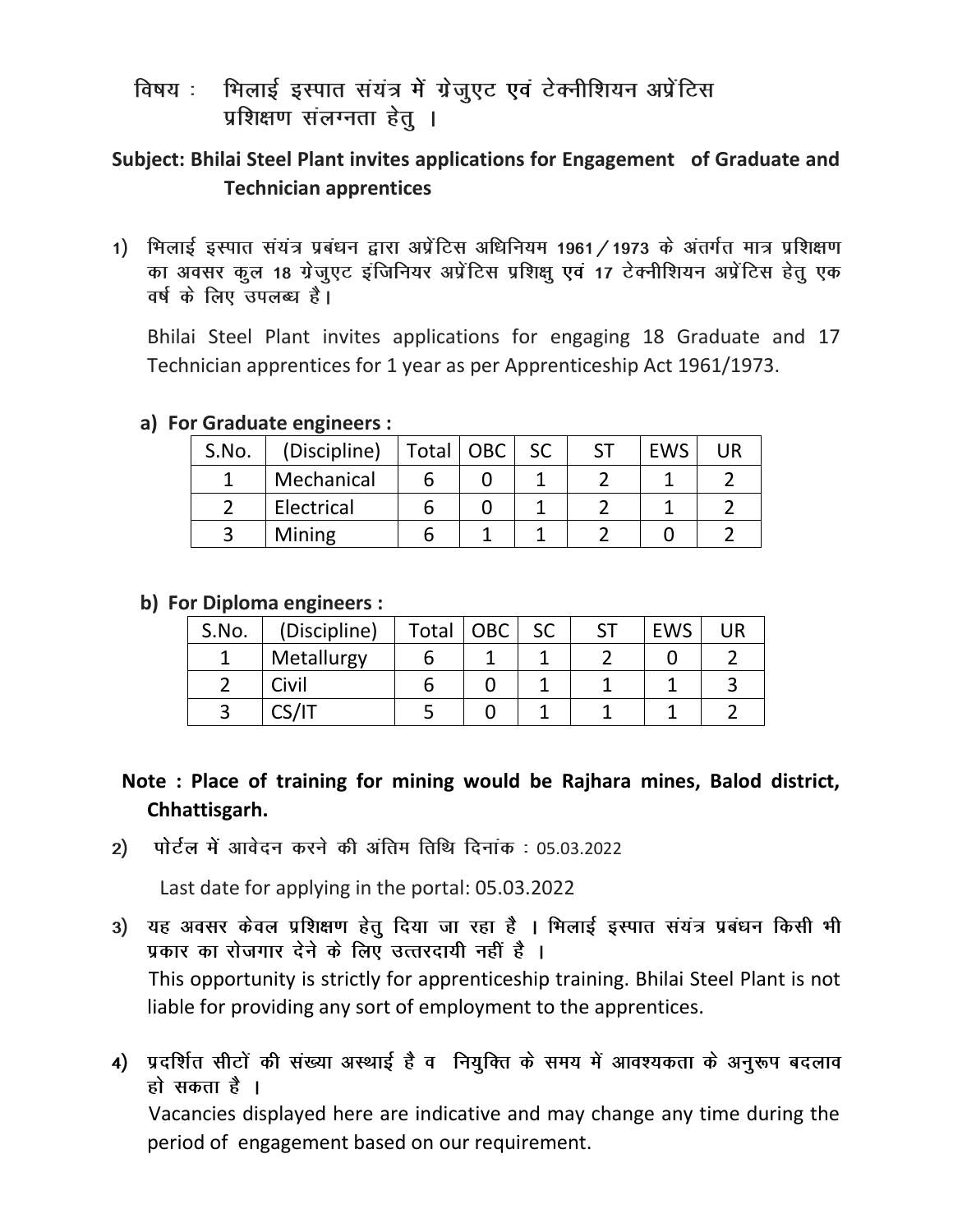विषय : भिलाई इस्पात संयंत्र में ग्रेजुएट एवं टेक्नीशियन अप्रेंटिस प्रशिक्षण संलग्नता हेतु ।

**Subject: Bhilai Steel Plant invites applications for Engagement of Graduate and Technician apprentices**

1) भिलाई इस्पात संयंत्र प्रबंधन द्वारा अप्रेंटिस अधिनियम 1961 / 1973 के अंतर्गत मात्र प्रशिक्षण का अवसर कुल 18 ग्रेजुएट इंजिनियर अप्रेंटिस प्रशिक्षु एवं 17 टेक्नीशियन अप्रेंटिस हेतु एक वर्ष के लिए उपलब्ध है।

   Bhilai Steel Plant invites applications for engaging 18 Graduate and 17 Technician apprentices for 1 year as per Apprenticeship Act 1961/1973.

   **a) For Graduate engineers :**

| S.No. | (Discipline) | Total | OBC | SC | ST | EWS | UR |
|---|---|---|---|---|---|---|---|
| 1 | Mechanical | 6 | 0 | 1 | 2 | 1 | 2 |
| 2 | Electrical | 6 | 0 | 1 | 2 | 1 | 2 |
| 3 | Mining | 6 | 1 | 1 | 2 | 0 | 2 |

   **b) For Diploma engineers :**

| S.No. | (Discipline) | Total | OBC | SC | ST | EWS | UR |
|---|---|---|---|---|---|---|---|
| 1 | Metallurgy | 6 | 1 | 1 | 2 | 0 | 2 |
| 2 | Civil | 6 | 0 | 1 | 1 | 1 | 3 |
| 3 | CS/IT | 5 | 0 | 1 | 1 | 1 | 2 |

**Note : Place of training for mining would be Rajhara mines, Balod district, Chhattisgarh.**

2) पोर्टल में आवेदन करने की अंतिम तिथि दिनांक : 05.03.2022

   Last date for applying in the portal: 05.03.2022

3) यह अवसर केवल प्रशिक्षण हेतु दिया जा रहा है । भिलाई इस्पात संयंत्र प्रबंधन किसी भी प्रकार का रोजगार देने के लिए उत्तरदायी नहीं है ।

   This opportunity is strictly for apprenticeship training. Bhilai Steel Plant is not liable for providing any sort of employment to the apprentices.

4) प्रदर्शित सीटों की संख्या अस्थाई है व नियुक्ति के समय में आवश्यकता के अनुरूप बदलाव हो सकता है ।

   Vacancies displayed here are indicative and may change any time during the period of engagement based on our requirement.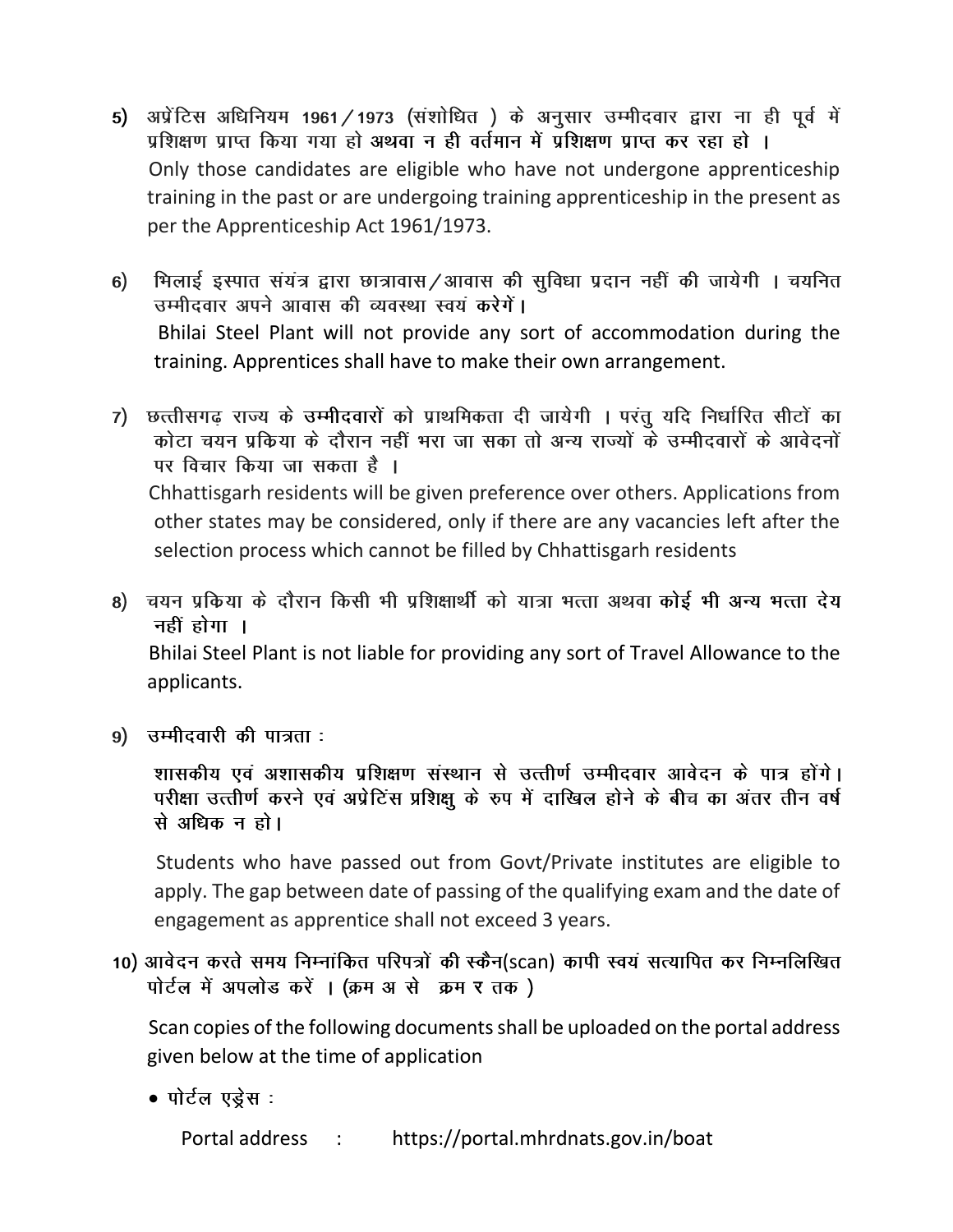5) अप्रेंटिस अधिनियम 1961 / 1973 (संशोधित ) के अनुसार उम्मीदवार द्वारा ना ही पूर्व में प्रशिक्षण प्राप्त किया गया हो अथवा न ही वर्तमान में प्रशिक्षण प्राप्त कर रहा हो ।

   Only those candidates are eligible who have not undergone apprenticeship training in the past or are undergoing training apprenticeship in the present as per the Apprenticeship Act 1961/1973.

6) भिलाई इस्पात संयंत्र द्वारा छात्रावास / आवास की सुविधा प्रदान नहीं की जायेगी । चयनित उम्मीदवार अपने आवास की व्यवस्था स्वयं करेगें।

   Bhilai Steel Plant will not provide any sort of accommodation during the training. Apprentices shall have to make their own arrangement.

7) छत्तीसगढ़ राज्य के उम्मीदवारों को प्राथमिकता दी जायेगी । परंतु यदि निर्धारित सीटों का कोटा चयन प्रकिया के दौरान नहीं भरा जा सका तो अन्य राज्यों के उम्मीदवारों के आवेदनों पर विचार किया जा सकता है ।

   Chhattisgarh residents will be given preference over others. Applications from other states may be considered, only if there are any vacancies left after the selection process which cannot be filled by Chhattisgarh residents

8) चयन प्रकिया के दौरान किसी भी प्रशिक्षार्थी को यात्रा भत्ता अथवा कोई भी अन्य भत्ता देय नहीं होगा ।

   Bhilai Steel Plant is not liable for providing any sort of Travel Allowance to the applicants.

9) उम्मीदवारी की पात्रता :

   शासकीय एवं अशासकीय प्रशिक्षण संस्थान से उत्तीर्ण उम्मीदवार आवेदन के पात्र होंगे। परीक्षा उत्तीर्ण करने एवं अप्रेटिंस प्रशिक्षु के रुप में दाखिल होने के बीच का अंतर तीन वर्ष से अधिक न हो।

   Students who have passed out from Govt/Private institutes are eligible to apply. The gap between date of passing of the qualifying exam and the date of engagement as apprentice shall not exceed 3 years.

10) आवेदन करते समय निम्नांकित परिपत्रों की स्कैन(scan) कापी स्वयं सत्यापित कर निम्नलिखित पोर्टल में अपलोड करें । (क्रम अ से क्रम र तक )

   Scan copies of the following documents shall be uploaded on the portal address given below at the time of application

   - पोर्टल एड्रेस :

     Portal address : https://portal.mhrdnats.gov.in/boat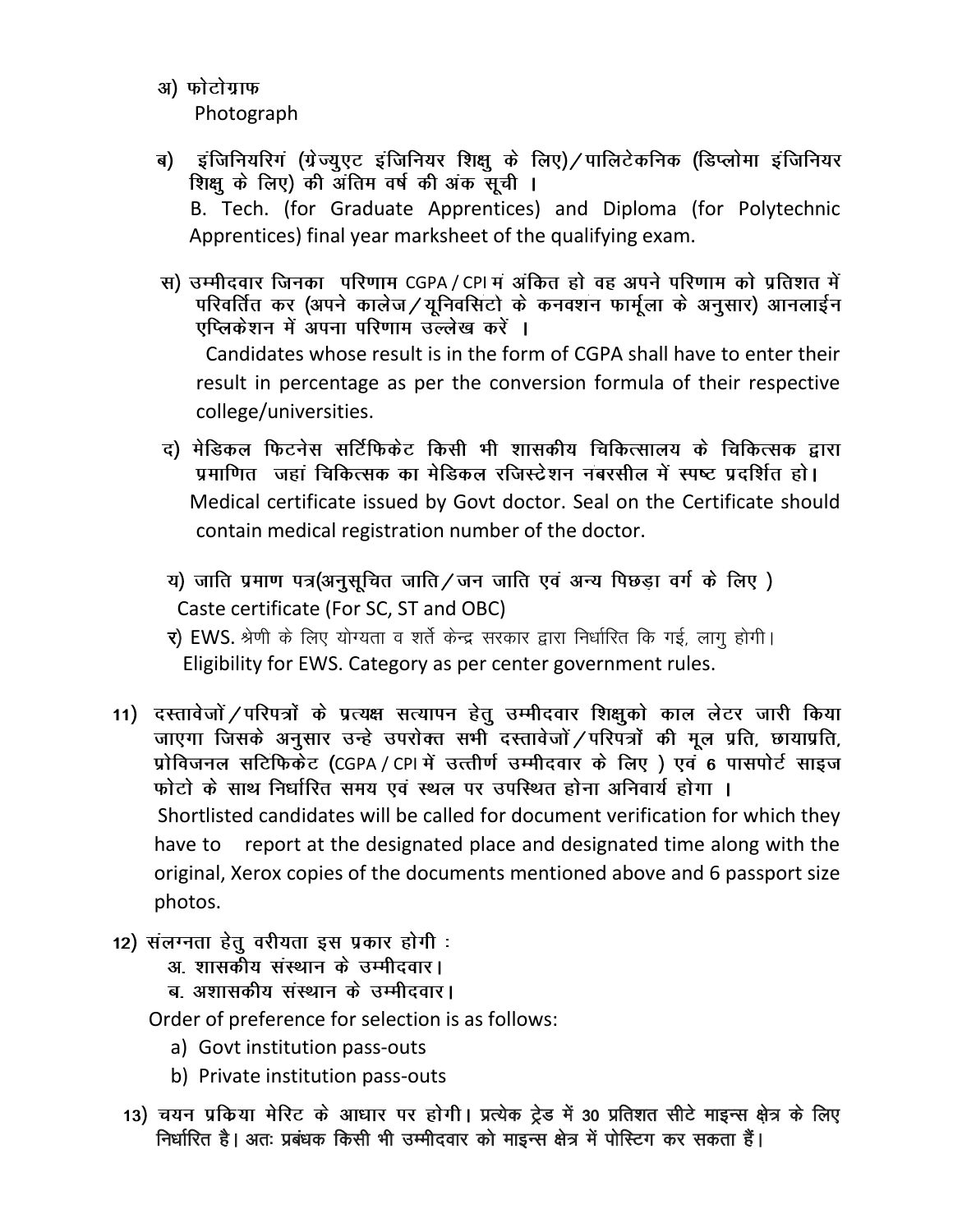अ) फोटोग्राफ
Photograph

ब) इंजिनियरिगं (ग्रेज्युएट इंजिनियर शिक्षु के लिए)/पालिटेकनिक (डिप्लोमा इंजिनियर शिक्षु के लिए) की अंतिम वर्ष की अंक सूची ।
B. Tech. (for Graduate Apprentices) and Diploma (for Polytechnic Apprentices) final year marksheet of the qualifying exam.

स) उम्मीदवार जिनका परिणाम CGPA / CPI मं अंकित हो वह अपने परिणाम को प्रतिशत में परिवर्तित कर (अपने कालेज/यूनिवर्सिटो के कनवशन फार्मूला के अनुसार) आनलाईन एप्लिकेशन में अपना परिणाम उल्लेख करें ।
Candidates whose result is in the form of CGPA shall have to enter their result in percentage as per the conversion formula of their respective college/universities.

द) मेडिकल फिटनेस सर्टिफिकेट किसी भी शासकीय चिकित्सालय के चिकित्सक द्वारा प्रमाणित जहां चिकित्सक का मेडिकल रजिस्टेशन नंबरसील में स्पष्ट प्रदर्शित हो।
Medical certificate issued by Govt doctor. Seal on the Certificate should contain medical registration number of the doctor.

य) जाति प्रमाण पत्र(अनुसूचित जाति/जन जाति एवं अन्य पिछड़ा वर्ग के लिए )
Caste certificate (For SC, ST and OBC)

र) EWS. श्रेणी के लिए योग्यता व शर्ते केन्द्र सरकार द्वारा निर्धारित कि गई, लागु होगी।
Eligibility for EWS. Category as per center government rules.

11) दस्तावेजों/परिपत्रों के प्रत्यक्ष सत्यापन हेतु उम्मीदवार शिक्षुको काल लेटर जारी किया जाएगा जिसके अनुसार उन्हे उपरोक्त सभी दस्तावेजों/परिपत्रों की मूल प्रति, छायाप्रति, प्रोविजनल सटिफिकेट (CGPA / CPI में उत्तीर्ण उम्मीदवार के लिए ) एवं 6 पासपोर्ट साइज फोटो के साथ निर्धारित समय एवं स्थल पर उपस्थित होना अनिवार्य होगा ।
Shortlisted candidates will be called for document verification for which they have to report at the designated place and designated time along with the original, Xerox copies of the documents mentioned above and 6 passport size photos.

12) संलग्नता हेतु वरीयता इस प्रकार होगी :
अ. शासकीय संस्थान के उम्मीदवार।
ब. अशासकीय संस्थान के उम्मीदवार।
Order of preference for selection is as follows:
a) Govt institution pass-outs
b) Private institution pass-outs

13) चयन प्रकिया मेरिट के आधार पर होगी। प्रत्येक ट्रेड में 30 प्रतिशत सीटे माइन्स क्षेत्र के लिए निर्धारित है। अतः प्रबंधक किसी भी उम्मीदवार को माइन्स क्षेत्र में पोस्टिंग कर सकता हैं।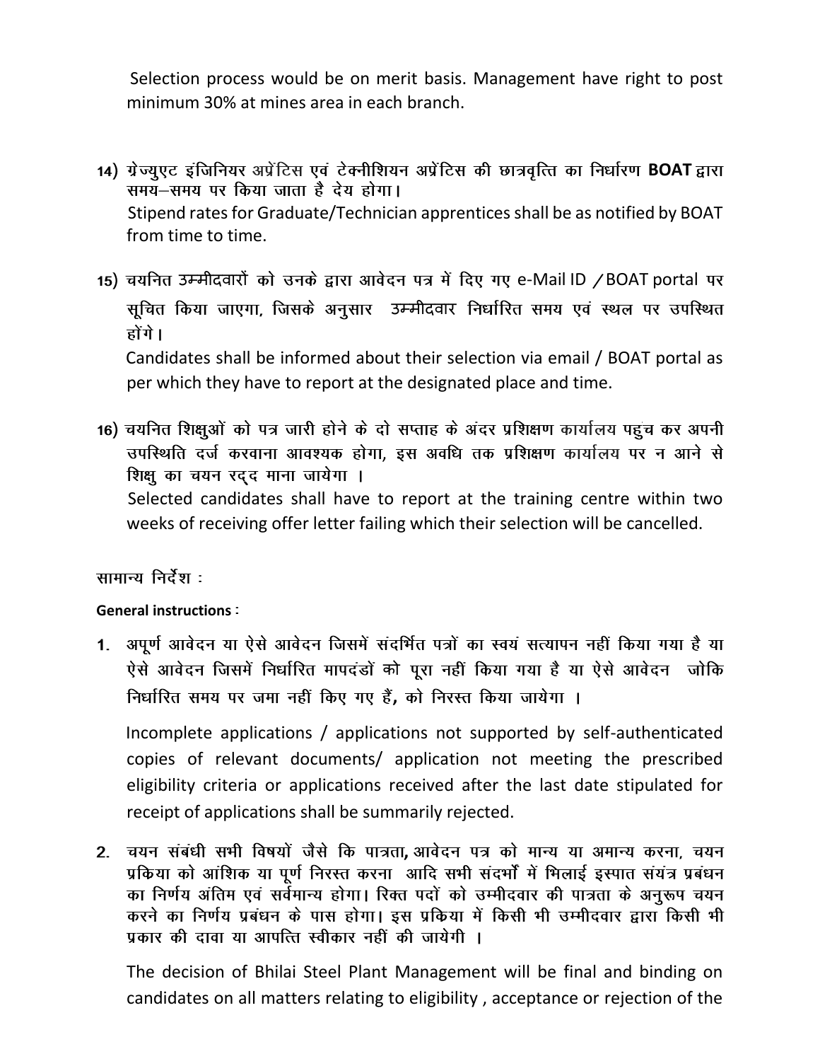Selection process would be on merit basis. Management have right to post minimum 30% at mines area in each branch.

14) ग्रेज्युएट इंजिनियर अप्रेंटिस एवं टेक्नीशियन अप्रेंटिस की छात्रवृत्ति का निर्धारण **BOAT** द्वारा समय–समय पर किया जाता है देय होगा।
Stipend rates for Graduate/Technician apprentices shall be as notified by BOAT from time to time.

15) चयनित उम्मीदवारों को उनके द्वारा आवेदन पत्र में दिए गए e-Mail ID / BOAT portal पर सूचित किया जाएगा, जिसके अनुसार उम्मीदवार निर्धारित समय एवं स्थल पर उपस्थित होंगे।
Candidates shall be informed about their selection via email / BOAT portal as per which they have to report at the designated place and time.

16) चयनित शिक्षुओं को पत्र जारी होने के दो सप्ताह के अंदर प्रशिक्षण कार्यालय पहुंच कर अपनी उपस्थिति दर्ज करवाना आवश्यक होगा, इस अवधि तक प्रशिक्षण कार्यालय पर न आने से शिक्षु का चयन रद्द माना जायेगा ।
Selected candidates shall have to report at the training centre within two weeks of receiving offer letter failing which their selection will be cancelled.

सामान्य निर्देश :

**General instructions :**

1. अपूर्ण आवेदन या ऐसे आवेदन जिसमें संदर्भित पत्रों का स्वयं सत्यापन नहीं किया गया है या ऐसे आवेदन जिसमें निर्धारित मापदंडों को पूरा नहीं किया गया है या ऐसे आवेदन जोकि निर्धारित समय पर जमा नहीं किए गए हैं, को निरस्त किया जायेगा ।

   Incomplete applications / applications not supported by self-authenticated copies of relevant documents/ application not meeting the prescribed eligibility criteria or applications received after the last date stipulated for receipt of applications shall be summarily rejected.

2. चयन संबंधी सभी विषयों जैसे कि पात्रता, आवेदन पत्र को मान्य या अमान्य करना, चयन प्रकिया को आंशिक या पूर्ण निरस्त करना आदि सभी संदर्भों में भिलाई इस्पात संयंत्र प्रबंधन का निर्णय अंतिम एवं सर्वमान्य होगा। रिक्त पदों को उम्मीदवार की पात्रता के अनुरूप चयन करने का निर्णय प्रबंधन के पास होगा। इस प्रकिया में किसी भी उम्मीदवार द्वारा किसी भी प्रकार की दावा या आपत्ति स्वीकार नहीं की जायेगी ।

   The decision of Bhilai Steel Plant Management will be final and binding on candidates on all matters relating to eligibility , acceptance or rejection of the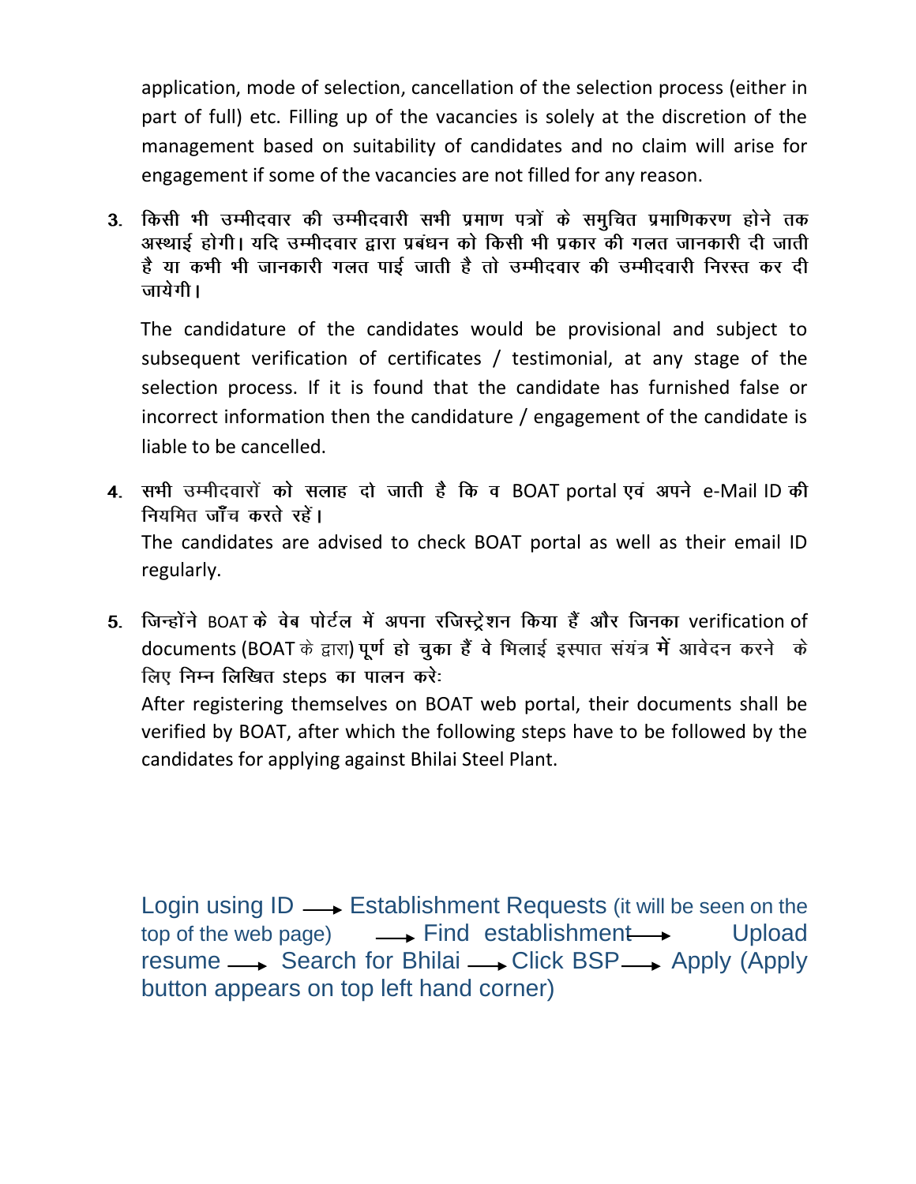application, mode of selection, cancellation of the selection process (either in part of full) etc. Filling up of the vacancies is solely at the discretion of the management based on suitability of candidates and no claim will arise for engagement if some of the vacancies are not filled for any reason.

3. किसी भी उम्मीदवार की उम्मीदवारी सभी प्रमाण पत्रों के समुचित प्रमाणिकरण होने तक अस्थाई होगी। यदि उम्मीदवार द्वारा प्रबंधन को किसी भी प्रकार की गलत जानकारी दी जाती है या कभी भी जानकारी गलत पाई जाती है तो उम्मीदवार की उम्मीदवारी निरस्त कर दी जायेगी।

   The candidature of the candidates would be provisional and subject to subsequent verification of certificates / testimonial, at any stage of the selection process. If it is found that the candidate has furnished false or incorrect information then the candidature / engagement of the candidate is liable to be cancelled.

4. सभी उम्मीदवारों को सलाह दो जाती है कि व BOAT portal एवं अपने e-Mail ID की नियमित जाँच करते रहें।
   The candidates are advised to check BOAT portal as well as their email ID regularly.

5. जिन्होंने BOAT के वेब पोर्टल में अपना रजिस्ट्रेशन किया हैं और जिनका verification of documents (BOAT के द्वारा) पूर्ण हो चुका हैं वे भिलाई इस्पात संयंत्र में आवेदन करने के लिए निम्न लिखित steps का पालन करे:
   After registering themselves on BOAT web portal, their documents shall be verified by BOAT, after which the following steps have to be followed by the candidates for applying against Bhilai Steel Plant.

Login using ID → Establishment Requests (it will be seen on the top of the web page) → Find establishment → Upload resume → Search for Bhilai → Click BSP → Apply (Apply button appears on top left hand corner)